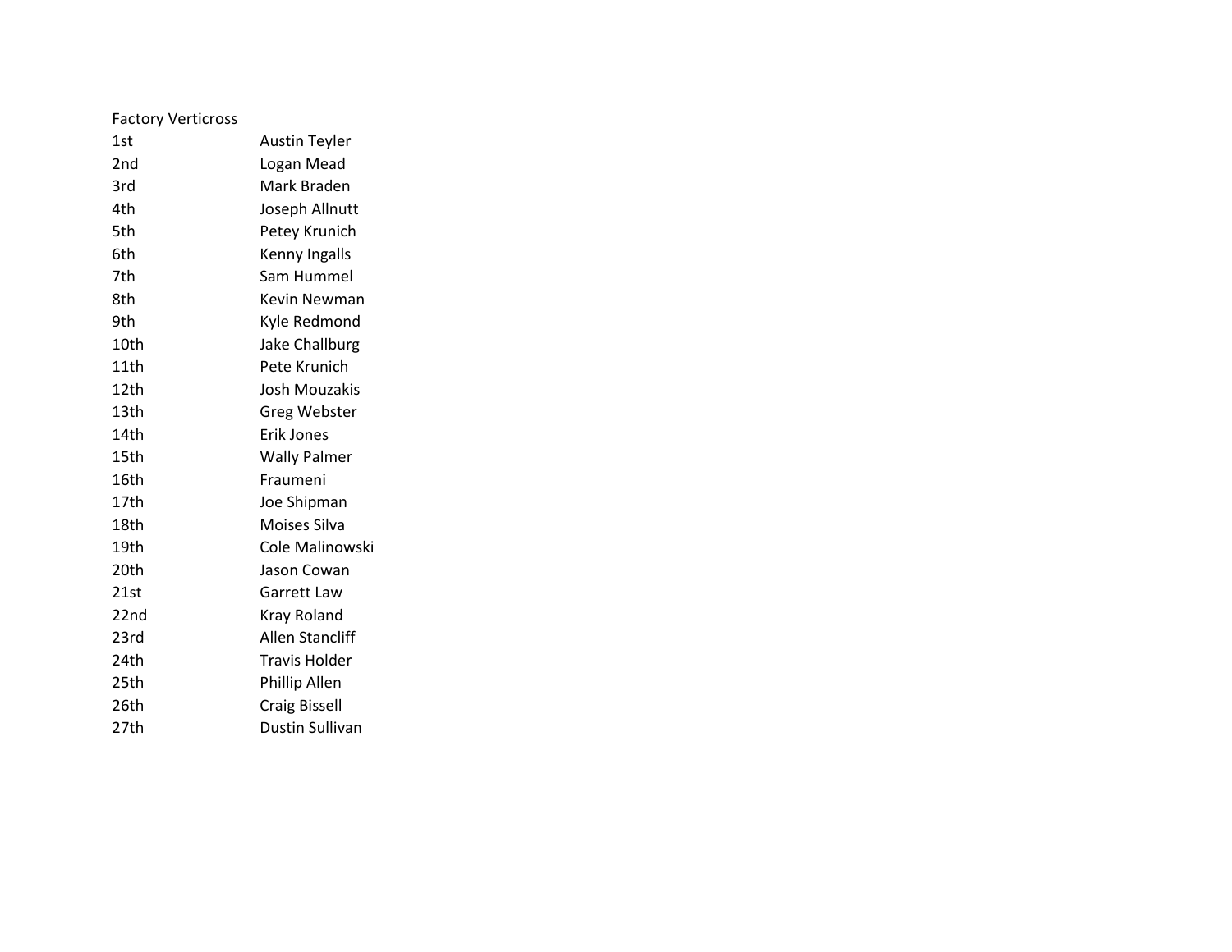Factory Verticross

| | |
|---|---|
| 1st | Austin Teyler |
| 2nd | Logan Mead |
| 3rd | Mark Braden |
| 4th | Joseph Allnutt |
| 5th | Petey Krunich |
| 6th | Kenny Ingalls |
| 7th | Sam Hummel |
| 8th | Kevin Newman |
| 9th | Kyle Redmond |
| 10th | Jake Challburg |
| 11th | Pete Krunich |
| 12th | Josh Mouzakis |
| 13th | Greg Webster |
| 14th | Erik Jones |
| 15th | Wally Palmer |
| 16th | Fraumeni |
| 17th | Joe Shipman |
| 18th | Moises Silva |
| 19th | Cole Malinowski |
| 20th | Jason Cowan |
| 21st | Garrett Law |
| 22nd | Kray Roland |
| 23rd | Allen Stancliff |
| 24th | Travis Holder |
| 25th | Phillip Allen |
| 26th | Craig Bissell |
| 27th | Dustin Sullivan |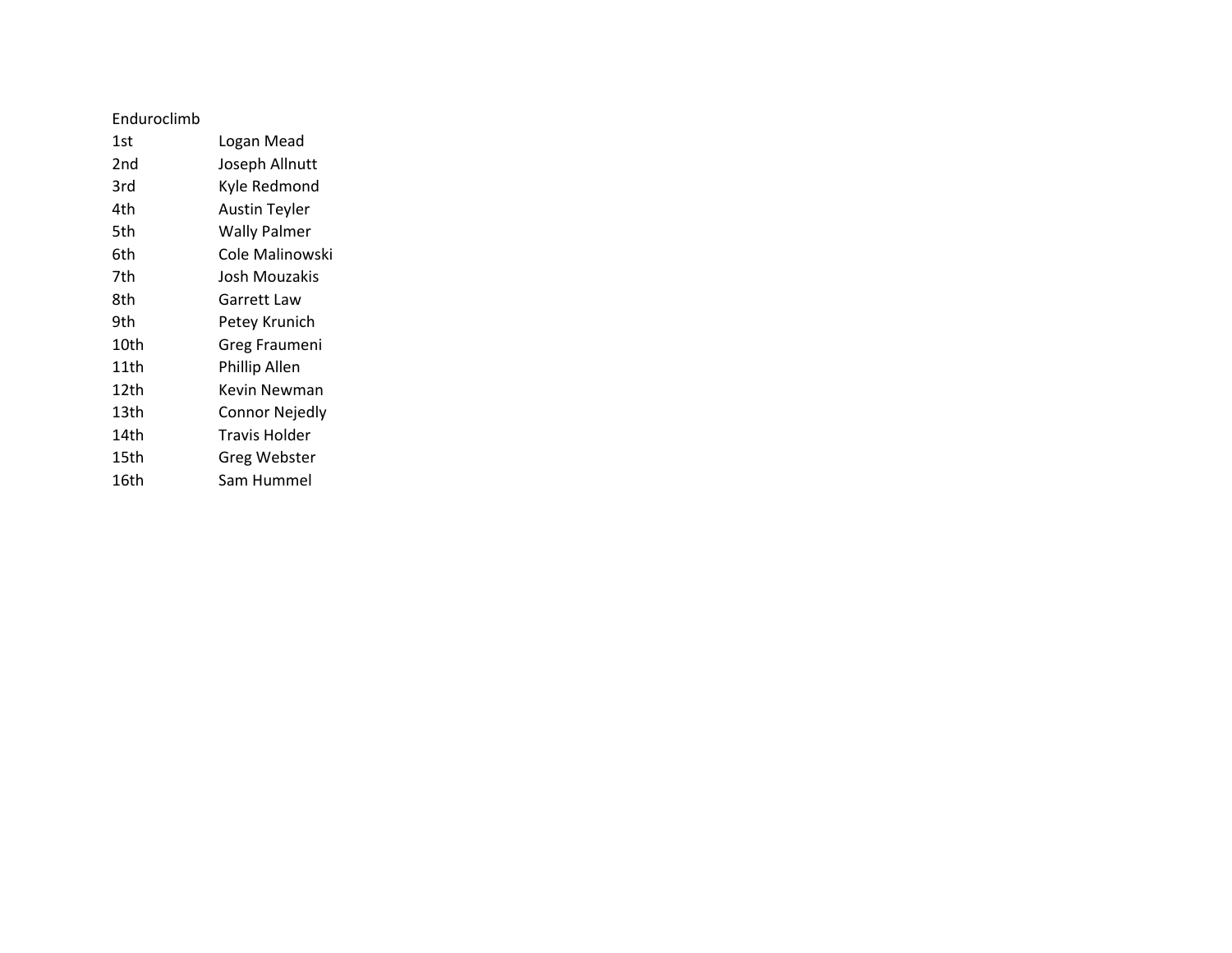Enduroclimb

| | |
|---|---|
| 1st | Logan Mead |
| 2nd | Joseph Allnutt |
| 3rd | Kyle Redmond |
| 4th | Austin Teyler |
| 5th | Wally Palmer |
| 6th | Cole Malinowski |
| 7th | Josh Mouzakis |
| 8th | Garrett Law |
| 9th | Petey Krunich |
| 10th | Greg Fraumeni |
| 11th | Phillip Allen |
| 12th | Kevin Newman |
| 13th | Connor Nejedly |
| 14th | Travis Holder |
| 15th | Greg Webster |
| 16th | Sam Hummel |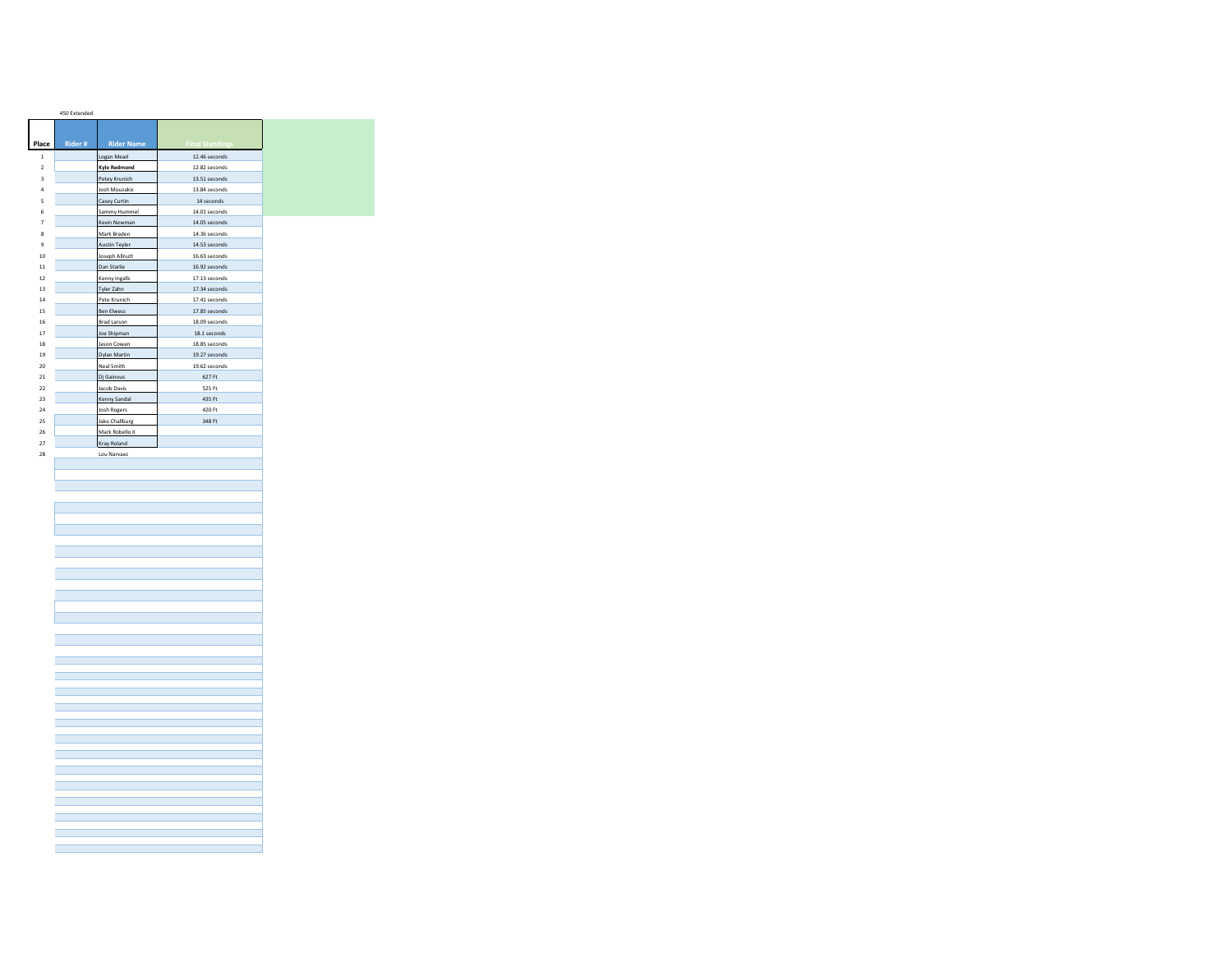450 Extended

| Place | Rider # | Rider Name | Final Standings |
|---|---|---|---|
| 1 | | Logan Mead | 12.46 seconds |
| 2 | | **Kyle Redmond** | 12.82 seconds |
| 3 | | Petey Krunich | 13.51 seconds |
| 4 | | Josh Mouzakis | 13.84 seconds |
| 5 | | Casey Curtin | 14 seconds |
| 6 | | Sammy Hummel | 14.01 seconds |
| 7 | | Kevin Newman | 14.05 seconds |
| 8 | | Mark Braden | 14.36 seconds |
| 9 | | Austin Teyler | 14.53 seconds |
| 10 | | Joseph Allnutt | 16.63 seconds |
| 11 | | Dan Starlie | 16.92 seconds |
| 12 | | Kenny Ingalls | 17.13 seconds |
| 13 | | Tyler Zahn | 17.34 seconds |
| 14 | | Pete Krunich | 17.41 seconds |
| 15 | | Ben Elwess | 17.85 seconds |
| 16 | | Brad Larson | 18.09 seconds |
| 17 | | Joe Shipman | 18.1 seconds |
| 18 | | Jason Cowan | 18.85 seconds |
| 19 | | Dylan Martin | 19.27 seconds |
| 20 | | Neal Smith | 19.62 seconds |
| 21 | | Dj Gainous | 627 Ft |
| 22 | | Jacob Davis | 525 Ft |
| 23 | | Kenny Sandal | 435 Ft |
| 24 | | Josh Rogers | 420 Ft |
| 25 | | Jake Challburg | 348 Ft |
| 26 | | Mark Robello II | |
| 27 | | Kray Roland | |
| 28 | | Lou Narvaez | |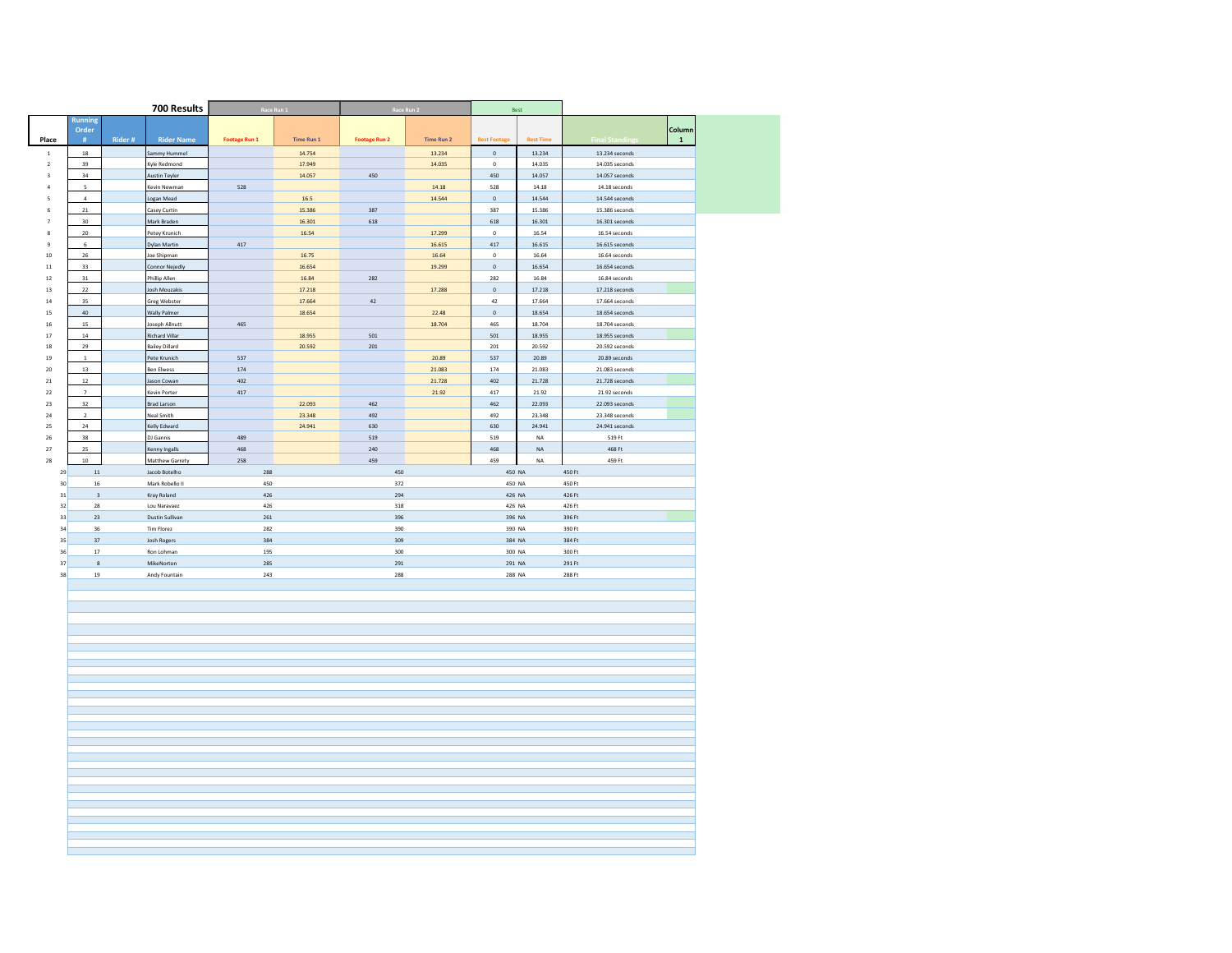# 700 Results

| Place | Running Order # | Rider # | Rider Name | Footage Run 1 | Time Run 1 | Footage Run 2 | Time Run 2 | Best Footage | Best Time | Final Standings | Column 1 |
|---|---|---|---|---|---|---|---|---|---|---|---|
| | | | | Race Run 1 | | Race Run 2 | | Best | | | |
| 1 | 18 | | Sammy Hummel | | 14.754 | | 13.234 | 0 | 13.234 | 13.234 seconds | |
| 2 | 39 | | Kyle Redmond | | 17.949 | | 14.035 | 0 | 14.035 | 14.035 seconds | |
| 3 | 34 | | Austin Teyler | | 14.057 | 450 | | 450 | 14.057 | 14.057 seconds | |
| 4 | 5 | | Kevin Newman | 528 | | | 14.18 | 528 | 14.18 | 14.18 seconds | |
| 5 | 4 | | Logan Mead | | 16.5 | | 14.544 | 0 | 14.544 | 14.544 seconds | |
| 6 | 21 | | Casey Curtin | | 15.386 | 387 | | 387 | 15.386 | 15.386 seconds | |
| 7 | 30 | | Mark Braden | | 16.301 | 618 | | 618 | 16.301 | 16.301 seconds | |
| 8 | 20 | | Petey Krunich | | 16.54 | | 17.299 | 0 | 16.54 | 16.54 seconds | |
| 9 | 6 | | Dylan Martin | 417 | | | 16.615 | 417 | 16.615 | 16.615 seconds | |
| 10 | 26 | | Joe Shipman | | 16.75 | | 16.64 | 0 | 16.64 | 16.64 seconds | |
| 11 | 33 | | Connor Nejedly | | 16.654 | | 19.299 | 0 | 16.654 | 16.654 seconds | |
| 12 | 31 | | Phillip Allen | | 16.84 | 282 | | 282 | 16.84 | 16.84 seconds | |
| 13 | 22 | | Josh Mouzakis | | 17.218 | | 17.288 | 0 | 17.218 | 17.218 seconds | |
| 14 | 35 | | Greg Webster | | 17.664 | 42 | | 42 | 17.664 | 17.664 seconds | |
| 15 | 40 | | Wally Palmer | | 18.654 | | 22.48 | 0 | 18.654 | 18.654 seconds | |
| 16 | 15 | | Joseph Allnutt | 465 | | | 18.704 | 465 | 18.704 | 18.704 seconds | |
| 17 | 14 | | Richard Villar | | 18.955 | 501 | | 501 | 18.955 | 18.955 seconds | |
| 18 | 29 | | Bailey Dillard | | 20.592 | 201 | | 201 | 20.592 | 20.592 seconds | |
| 19 | 1 | | Pete Krunich | 537 | | | 20.89 | 537 | 20.89 | 20.89 seconds | |
| 20 | 13 | | Ben Elwess | 174 | | | 21.083 | 174 | 21.083 | 21.083 seconds | |
| 21 | 12 | | Jason Cowan | 402 | | | 21.728 | 402 | 21.728 | 21.728 seconds | |
| 22 | 7 | | Kevin Porter | 417 | | | 21.92 | 417 | 21.92 | 21.92 seconds | |
| 23 | 32 | | Brad Larson | | 22.093 | 462 | | 462 | 22.093 | 22.093 seconds | |
| 24 | 2 | | Neal Smith | | 23.348 | 492 | | 492 | 23.348 | 23.348 seconds | |
| 25 | 24 | | Kelly Edward | | 24.941 | 630 | | 630 | 24.941 | 24.941 seconds | |
| 26 | 38 | | DJ Gannis | 489 | | 519 | | 519 | NA | 519 Ft | |
| 27 | 25 | | Kenny Ingalls | 468 | | 240 | | 468 | NA | 468 Ft | |
| 28 | 10 | | Matthew Garrety | 258 | | 459 | | 459 | NA | 459 Ft | |
| 29 | 11 | | Jacob Botelho | 288 | | 450 | | 450 | NA | 450 Ft | |
| 30 | 16 | | Mark Robello II | 450 | | 372 | | 450 | NA | 450 Ft | |
| 31 | 3 | | Kray Roland | 426 | | 294 | | 426 | NA | 426 Ft | |
| 32 | 28 | | Lou Naravaez | 426 | | 318 | | 426 | NA | 426 Ft | |
| 33 | 23 | | Dustin Sullivan | 261 | | 396 | | 396 | NA | 396 Ft | |
| 34 | 36 | | Tim Florez | 282 | | 390 | | 390 | NA | 390 Ft | |
| 35 | 37 | | Josh Rogers | 384 | | 309 | | 384 | NA | 384 Ft | |
| 36 | 17 | | Ron Lohman | 195 | | 300 | | 300 | NA | 300 Ft | |
| 37 | 8 | | MikeNorton | 285 | | 291 | | 291 | NA | 291 Ft | |
| 38 | 19 | | Andy Fountain | 243 | | 288 | | 288 | NA | 288 Ft | |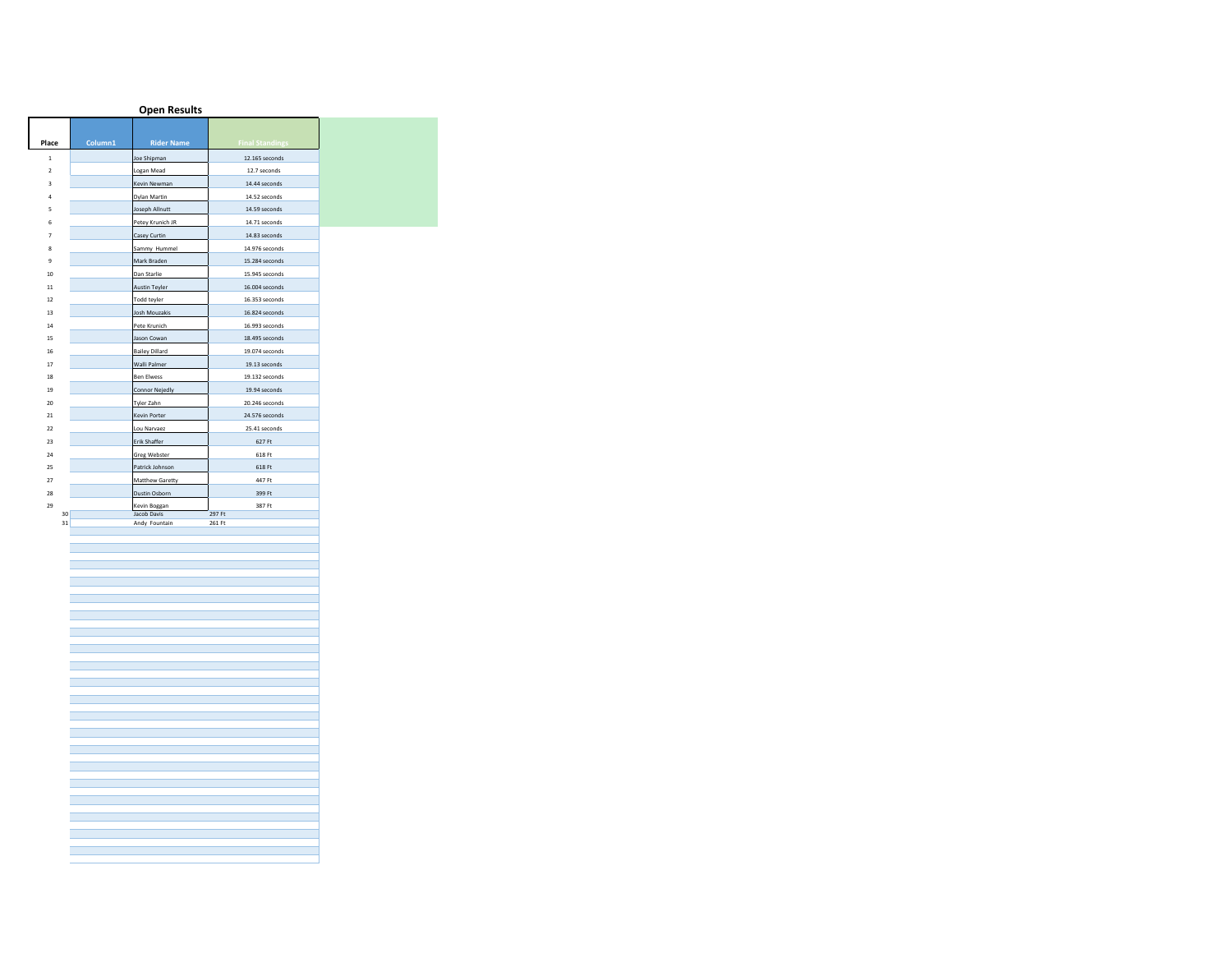## Open Results

| Place | Column1 | Rider Name | Final Standings |
|---|---|---|---|
| 1 | | Joe Shipman | 12.165 seconds |
| 2 | | Logan Mead | 12.7 seconds |
| 3 | | Kevin Newman | 14.44 seconds |
| 4 | | Dylan Martin | 14.52 seconds |
| 5 | | Joseph Allnutt | 14.59 seconds |
| 6 | | Petey Krunich JR | 14.71 seconds |
| 7 | | Casey Curtin | 14.83 seconds |
| 8 | | Sammy Hummel | 14.976 seconds |
| 9 | | Mark Braden | 15.284 seconds |
| 10 | | Dan Starlie | 15.945 seconds |
| 11 | | Austin Teyler | 16.004 seconds |
| 12 | | Todd teyler | 16.353 seconds |
| 13 | | Josh Mouzakis | 16.824 seconds |
| 14 | | Pete Krunich | 16.993 seconds |
| 15 | | Jason Cowan | 18.495 seconds |
| 16 | | Bailey Dillard | 19.074 seconds |
| 17 | | Walli Palmer | 19.13 seconds |
| 18 | | Ben Elwess | 19.132 seconds |
| 19 | | Connor Nejedly | 19.94 seconds |
| 20 | | Tyler Zahn | 20.246 seconds |
| 21 | | Kevin Porter | 24.576 seconds |
| 22 | | Lou Narvaez | 25.41 seconds |
| 23 | | Erik Shaffer | 627 Ft |
| 24 | | Greg Webster | 618 Ft |
| 25 | | Patrick Johnson | 618 Ft |
| 27 | | Matthew Garetty | 447 Ft |
| 28 | | Dustin Osborn | 399 Ft |
| 29 | | Kevin Boggan | 387 Ft |
| | 30 | Jacob Davis | 297 Ft |
| | 31 | Andy Fountain | 261 Ft |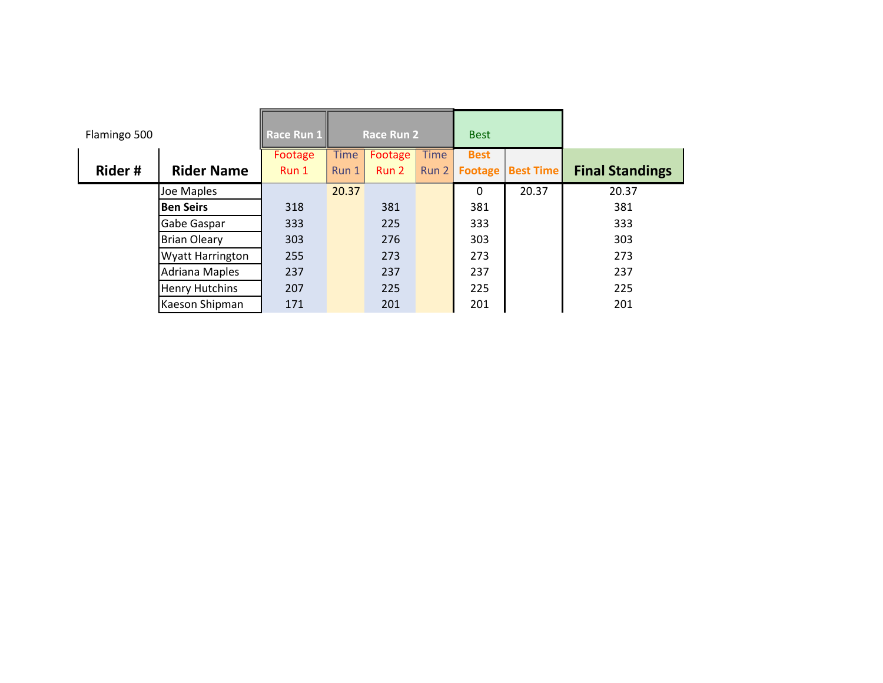Flamingo 500

| Rider # | Rider Name | Race Run 1 Footage Run 1 | Race Run 1 Time Run 1 | Race Run 2 Footage Run 2 | Race Run 2 Time Run 2 | Best Footage | Best Time | Final Standings |
|---|---|---|---|---|---|---|---|---|
| | Joe Maples | | 20.37 | | | 0 | 20.37 | 20.37 |
| | **Ben Seirs** | 318 | | 381 | | 381 | | 381 |
| | Gabe Gaspar | 333 | | 225 | | 333 | | 333 |
| | Brian Oleary | 303 | | 276 | | 303 | | 303 |
| | Wyatt Harrington | 255 | | 273 | | 273 | | 273 |
| | Adriana Maples | 237 | | 237 | | 237 | | 237 |
| | Henry Hutchins | 207 | | 225 | | 225 | | 225 |
| | Kaeson Shipman | 171 | | 201 | | 201 | | 201 |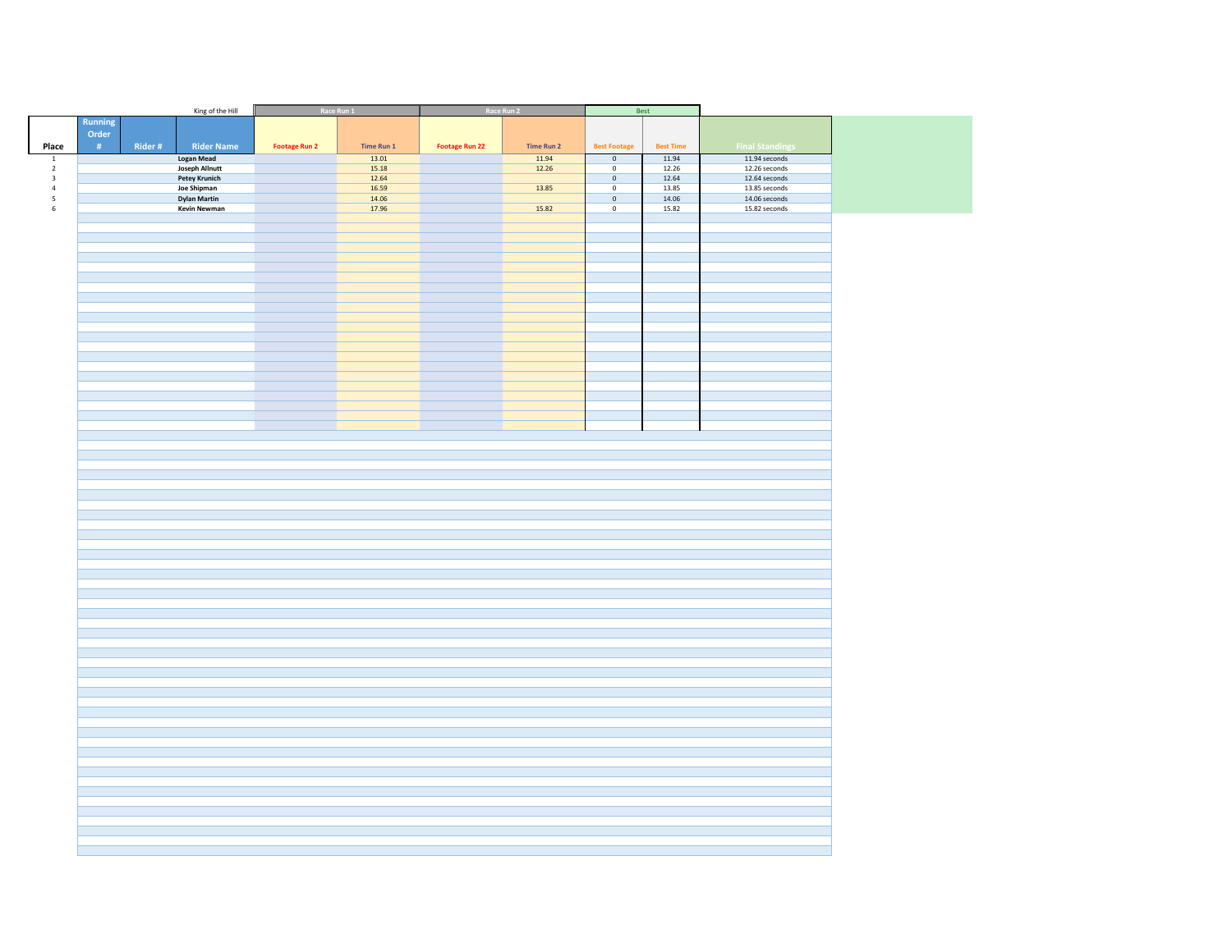| | | | King of the Hill | Race Run 1 | | Race Run 2 | | Best | | |
|---|---|---|---|---|---|---|---|---|---|---|
| Place | Running Order # | Rider # | Rider Name | Footage Run 2 | Time Run 1 | Footage Run 22 | Time Run 2 | Best Footage | Best Time | Final Standings |
| 1 | | | Logan Mead | | 13.01 | | 11.94 | 0 | 11.94 | 11.94 seconds |
| 2 | | | Joseph Allnutt | | 15.18 | | 12.26 | 0 | 12.26 | 12.26 seconds |
| 3 | | | Petey Krunich | | 12.64 | | | 0 | 12.64 | 12.64 seconds |
| 4 | | | Joe Shipman | | 16.59 | | 13.85 | 0 | 13.85 | 13.85 seconds |
| 5 | | | Dylan Martin | | 14.06 | | | 0 | 14.06 | 14.06 seconds |
| 6 | | | Kevin Newman | | 17.96 | | 15.82 | 0 | 15.82 | 15.82 seconds |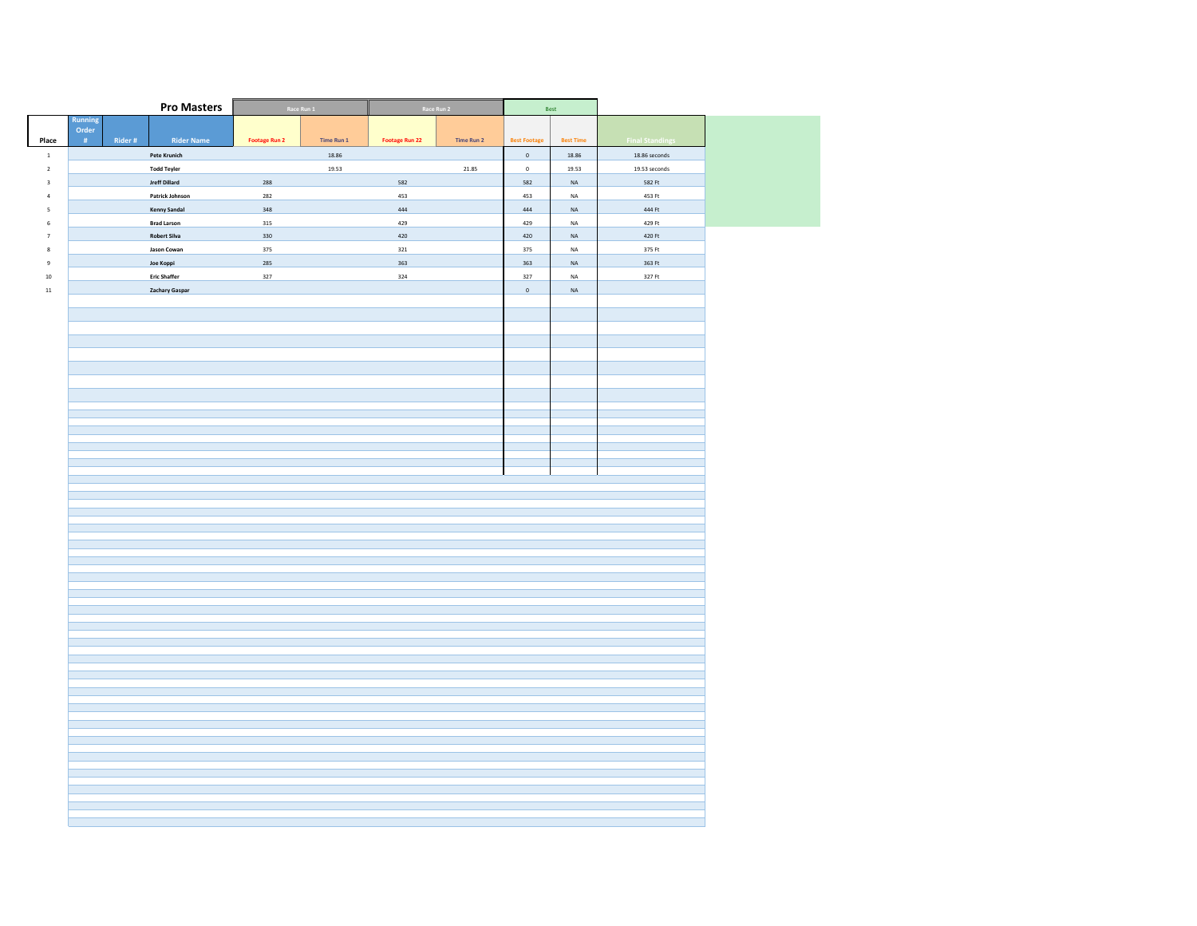## Pro Masters

| Place | Running Order # | Rider # | Rider Name | Race Run 1 Footage Run 2 | Race Run 1 Time Run 1 | Race Run 2 Footage Run 22 | Race Run 2 Time Run 2 | Best Footage | Best Time | Final Standings |
|---|---|---|---|---|---|---|---|---|---|---|
| 1 | | | Pete Krunich | | 18.86 | | | 0 | 18.86 | 18.86 seconds |
| 2 | | | Todd Teyler | | 19.53 | | 21.85 | 0 | 19.53 | 19.53 seconds |
| 3 | | | Jreff Dillard | 288 | | 582 | | 582 | NA | 582 Ft |
| 4 | | | Patrick Johnson | 282 | | 453 | | 453 | NA | 453 Ft |
| 5 | | | Kenny Sandal | 348 | | 444 | | 444 | NA | 444 Ft |
| 6 | | | Brad Larson | 315 | | 429 | | 429 | NA | 429 Ft |
| 7 | | | Robert Silva | 330 | | 420 | | 420 | NA | 420 Ft |
| 8 | | | Jason Cowan | 375 | | 321 | | 375 | NA | 375 Ft |
| 9 | | | Joe Koppi | 285 | | 363 | | 363 | NA | 363 Ft |
| 10 | | | Eric Shaffer | 327 | | 324 | | 327 | NA | 327 Ft |
| 11 | | | Zachary Gaspar | | | | | 0 | NA | |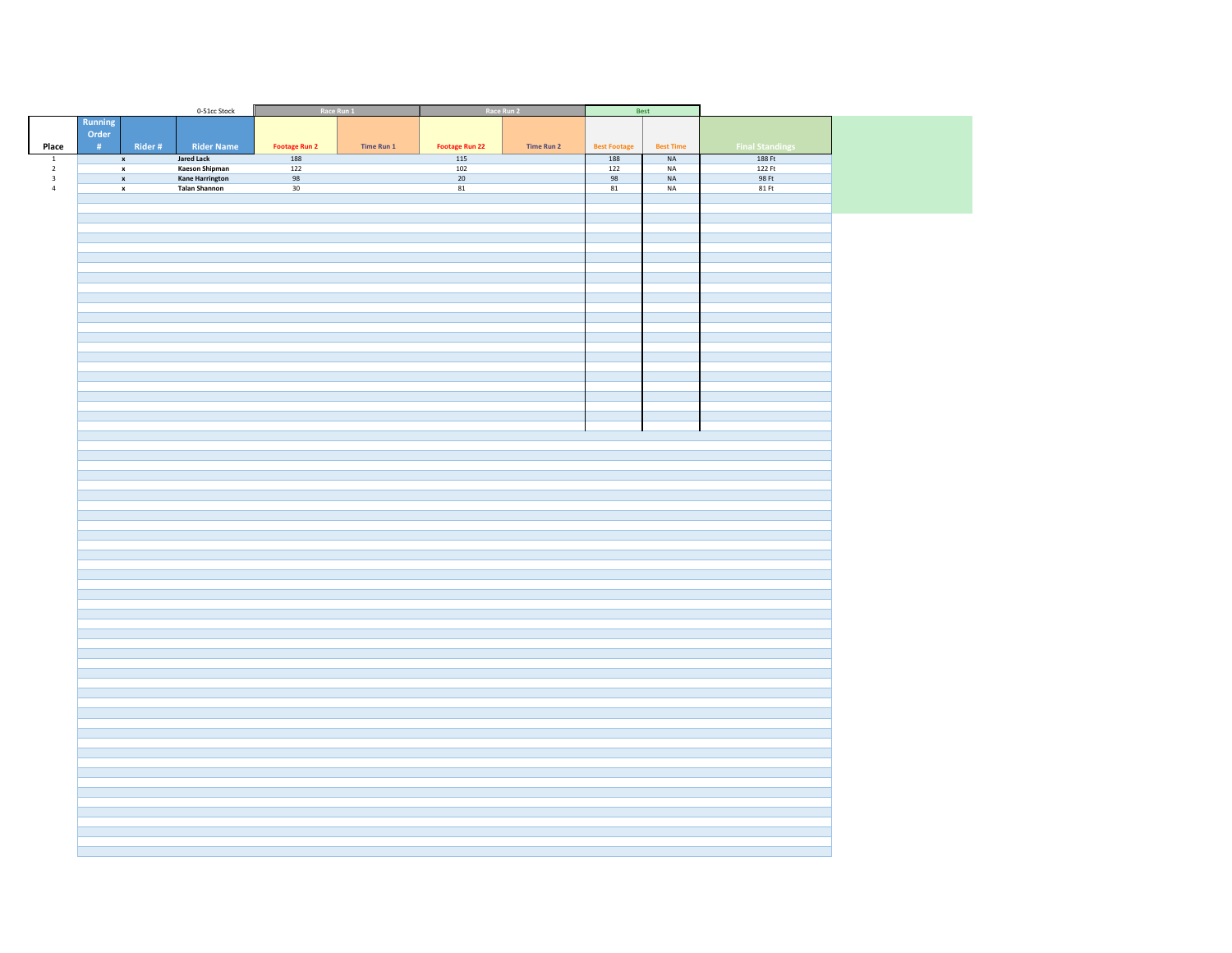| | | | 0-51cc Stock | Race Run 1 | | Race Run 2 | | Best | | |
|---|---|---|---|---|---|---|---|---|---|---|
| Place | Running Order # | Rider # | Rider Name | Footage Run 2 | Time Run 1 | Footage Run 22 | Time Run 2 | Best Footage | Best Time | Final Standings |
| 1 | | x | Jared Lack | 188 | | 115 | | 188 | NA | 188 Ft |
| 2 | | x | Kaeson Shipman | 122 | | 102 | | 122 | NA | 122 Ft |
| 3 | | x | Kane Harrington | 98 | | 20 | | 98 | NA | 98 Ft |
| 4 | | x | Talan Shannon | 30 | | 81 | | 81 | NA | 81 Ft |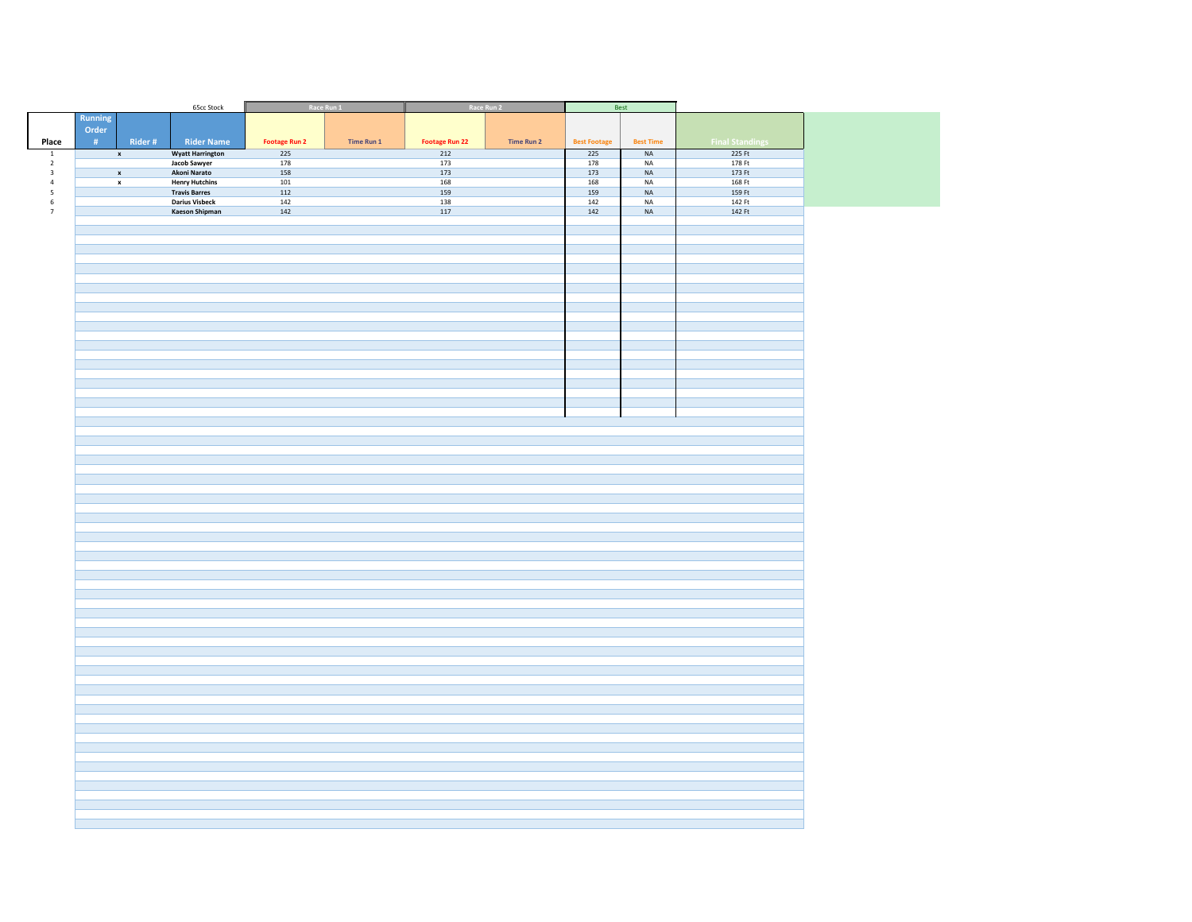| | | | 65cc Stock | Race Run 1 | | Race Run 2 | | Best | | |
|---|---|---|---|---|---|---|---|---|---|---|
| Place | Running Order # | Rider # | Rider Name | Footage Run 2 | Time Run 1 | Footage Run 22 | Time Run 2 | Best Footage | Best Time | Final Standings |
| 1 | | x | Wyatt Harrington | 225 | | 212 | | 225 | NA | 225 Ft |
| 2 | | | Jacob Sawyer | 178 | | 173 | | 178 | NA | 178 Ft |
| 3 | | x | Akoni Narato | 158 | | 173 | | 173 | NA | 173 Ft |
| 4 | | x | Henry Hutchins | 101 | | 168 | | 168 | NA | 168 Ft |
| 5 | | | Travis Barres | 112 | | 159 | | 159 | NA | 159 Ft |
| 6 | | | Darius Visbeck | 142 | | 138 | | 142 | NA | 142 Ft |
| 7 | | | Kaeson Shipman | 142 | | 117 | | 142 | NA | 142 Ft |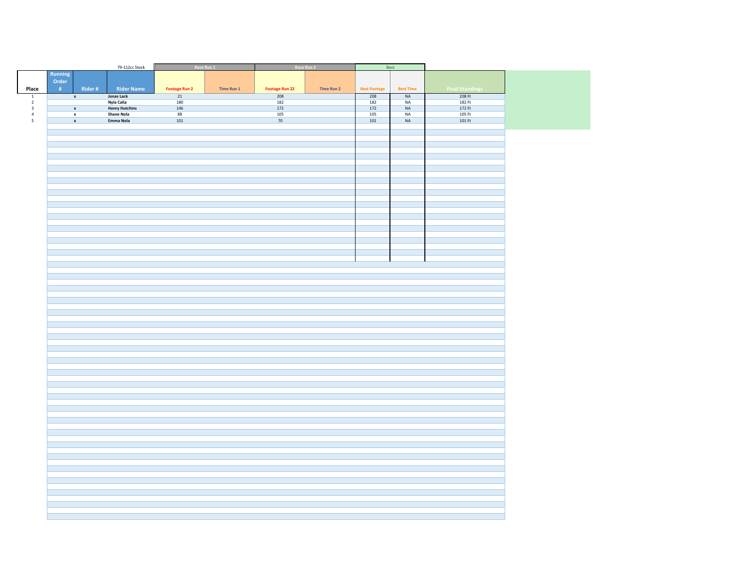| | | | 79-112cc Stock | Race Run 1 | | Race Run 2 | | Best | | |
|---|---|---|---|---|---|---|---|---|---|---|
| Place | Running Order # | Rider # | Rider Name | Footage Run 2 | Time Run 1 | Footage Run 22 | Time Run 2 | Best Footage | Best Time | Final Standings |
| 1 | | x | Jonas Lack | 21 | | 208 | | 208 | NA | 208 Ft |
| 2 | | | Nyla Calia | 180 | | 182 | | 182 | NA | 182 Ft |
| 3 | | x | Henry Hutchins | 146 | | 172 | | 172 | NA | 172 Ft |
| 4 | | x | Shane Nola | 88 | | 105 | | 105 | NA | 105 Ft |
| 5 | | x | Emma Nola | 101 | | 70 | | 101 | NA | 101 Ft |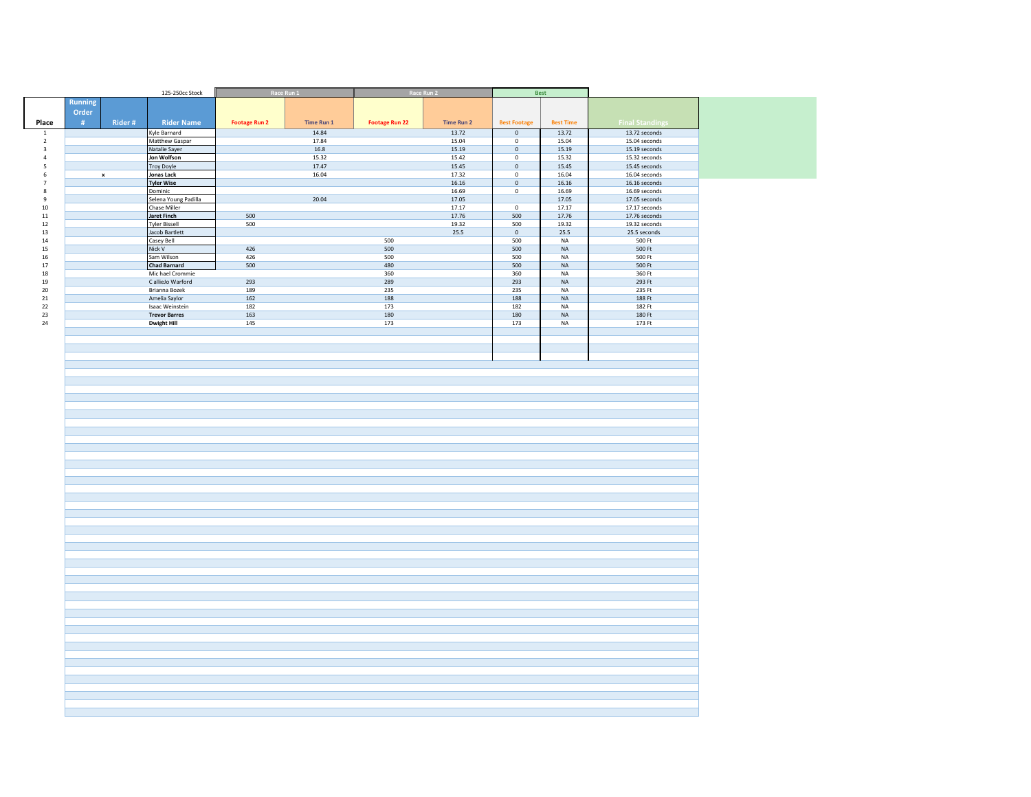| Place | Running Order # | Rider # | Rider Name | Footage Run 2 | Time Run 1 | Footage Run 22 | Time Run 2 | Best Footage | Best Time | Final Standings |
|---|---|---|---|---|---|---|---|---|---|---|
| | | | 125-250cc Stock | Race Run 1 | | Race Run 2 | | Best | | |
| 1 | | | Kyle Barnard | | 14.84 | | 13.72 | 0 | 13.72 | 13.72 seconds |
| 2 | | | Matthew Gaspar | | 17.84 | | 15.04 | 0 | 15.04 | 15.04 seconds |
| 3 | | | Natalie Sayer | | 16.8 | | 15.19 | 0 | 15.19 | 15.19 seconds |
| 4 | | | **Jon Wolfson** | | 15.32 | | 15.42 | 0 | 15.32 | 15.32 seconds |
| 5 | | | Troy Doyle | | 17.47 | | 15.45 | 0 | 15.45 | 15.45 seconds |
| 6 | x | | **Jonas Lack** | | 16.04 | | 17.32 | 0 | 16.04 | 16.04 seconds |
| 7 | | | **Tyler Wise** | | | | 16.16 | 0 | 16.16 | 16.16 seconds |
| 8 | | | Dominic | | | | 16.69 | 0 | 16.69 | 16.69 seconds |
| 9 | | | Selena Young Padilla | | 20.04 | | 17.05 | | 17.05 | 17.05 seconds |
| 10 | | | Chase Miller | | | | 17.17 | 0 | 17.17 | 17.17 seconds |
| 11 | | | **Jaret Finch** | 500 | | | 17.76 | 500 | 17.76 | 17.76 seconds |
| 12 | | | Tyler Bissell | 500 | | | 19.32 | 500 | 19.32 | 19.32 seconds |
| 13 | | | Jacob Bartlett | | | | 25.5 | 0 | 25.5 | 25.5 seconds |
| 14 | | | Casey Bell | | | 500 | | 500 | NA | 500 Ft |
| 15 | | | Nick V | 426 | | 500 | | 500 | NA | 500 Ft |
| 16 | | | Sam Wilson | 426 | | 500 | | 500 | NA | 500 Ft |
| 17 | | | **Chad Barnard** | 500 | | 480 | | 500 | NA | 500 Ft |
| 18 | | | Mic hael Crommie | | | 360 | | 360 | NA | 360 Ft |
| 19 | | | C allieJo Warford | 293 | | 289 | | 293 | NA | 293 Ft |
| 20 | | | Brianna Bozek | 189 | | 235 | | 235 | NA | 235 Ft |
| 21 | | | Amelia Saylor | 162 | | 188 | | 188 | NA | 188 Ft |
| 22 | | | Isaac Weinstein | 182 | | 173 | | 182 | NA | 182 Ft |
| 23 | | | **Trevor Barres** | 163 | | 180 | | 180 | NA | 180 Ft |
| 24 | | | **Dwight Hill** | 145 | | 173 | | 173 | NA | 173 Ft |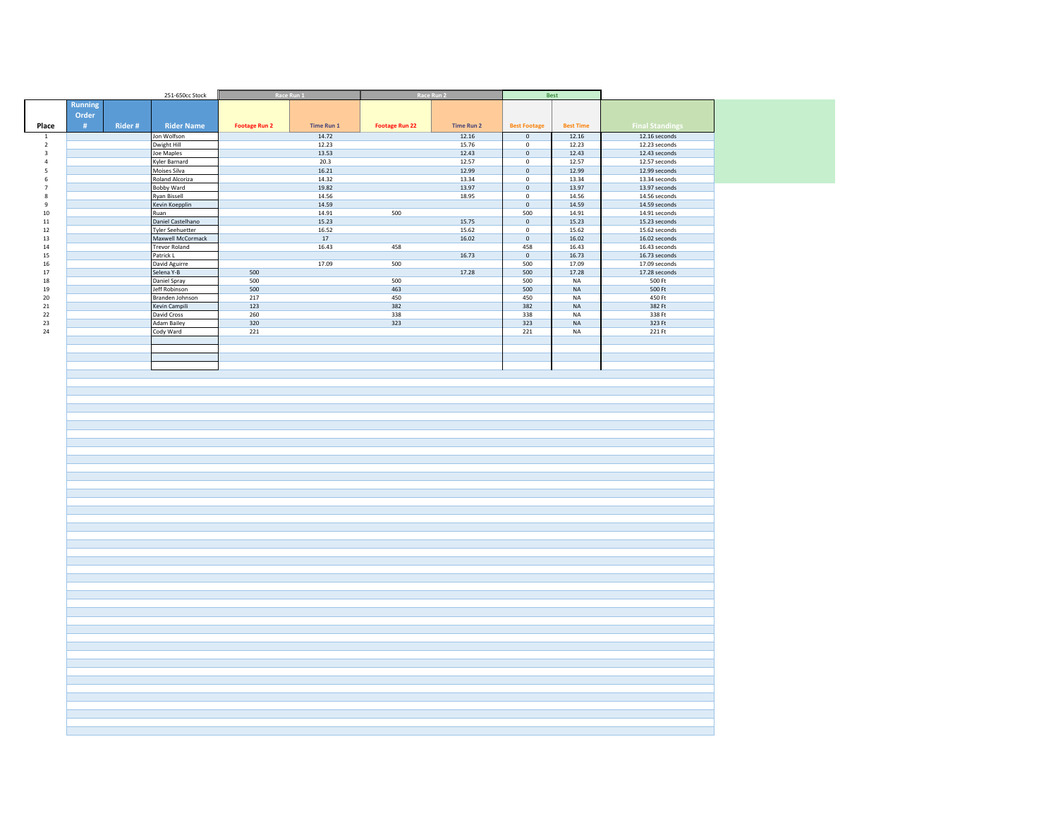| Place | Running Order # | Rider # | Rider Name | Footage Run 2 | Time Run 1 | Footage Run 22 | Time Run 2 | Best Footage | Best Time | Final Standings |
|---|---|---|---|---|---|---|---|---|---|---|
| | | | 251-650cc Stock | Race Run 1 | | Race Run 2 | | Best | | |
| 1 | | | Jon Wolfson | | 14.72 | | 12.16 | 0 | 12.16 | 12.16 seconds |
| 2 | | | Dwight Hill | | 12.23 | | 15.76 | 0 | 12.23 | 12.23 seconds |
| 3 | | | Joe Maples | | 13.53 | | 12.43 | 0 | 12.43 | 12.43 seconds |
| 4 | | | Kyler Barnard | | 20.3 | | 12.57 | 0 | 12.57 | 12.57 seconds |
| 5 | | | Moises Silva | | 16.21 | | 12.99 | 0 | 12.99 | 12.99 seconds |
| 6 | | | Roland Alcoriza | | 14.32 | | 13.34 | 0 | 13.34 | 13.34 seconds |
| 7 | | | Bobby Ward | | 19.82 | | 13.97 | 0 | 13.97 | 13.97 seconds |
| 8 | | | Ryan Bissell | | 14.56 | | 18.95 | 0 | 14.56 | 14.56 seconds |
| 9 | | | Kevin Koepplin | | 14.59 | | | 0 | 14.59 | 14.59 seconds |
| 10 | | | Ruan | | 14.91 | 500 | | 500 | 14.91 | 14.91 seconds |
| 11 | | | Daniel Castelhano | | 15.23 | | 15.75 | 0 | 15.23 | 15.23 seconds |
| 12 | | | Tyler Seehuetter | | 16.52 | | 15.62 | 0 | 15.62 | 15.62 seconds |
| 13 | | | Maxwell McCormack | | 17 | | 16.02 | 0 | 16.02 | 16.02 seconds |
| 14 | | | Trevor Roland | | 16.43 | 458 | | 458 | 16.43 | 16.43 seconds |
| 15 | | | Patrick L | | | | 16.73 | 0 | 16.73 | 16.73 seconds |
| 16 | | | David Aguirre | | 17.09 | 500 | | 500 | 17.09 | 17.09 seconds |
| 17 | | | Selena Y-B | 500 | | | 17.28 | 500 | 17.28 | 17.28 seconds |
| 18 | | | Daniel Spray | 500 | | 500 | | 500 | NA | 500 Ft |
| 19 | | | Jeff Robinson | 500 | | 463 | | 500 | NA | 500 Ft |
| 20 | | | Branden Johnson | 217 | | 450 | | 450 | NA | 450 Ft |
| 21 | | | Kevin Campili | 123 | | 382 | | 382 | NA | 382 Ft |
| 22 | | | David Cross | 260 | | 338 | | 338 | NA | 338 Ft |
| 23 | | | Adam Bailey | 320 | | 323 | | 323 | NA | 323 Ft |
| 24 | | | Cody Ward | 221 | | | | 221 | NA | 221 Ft |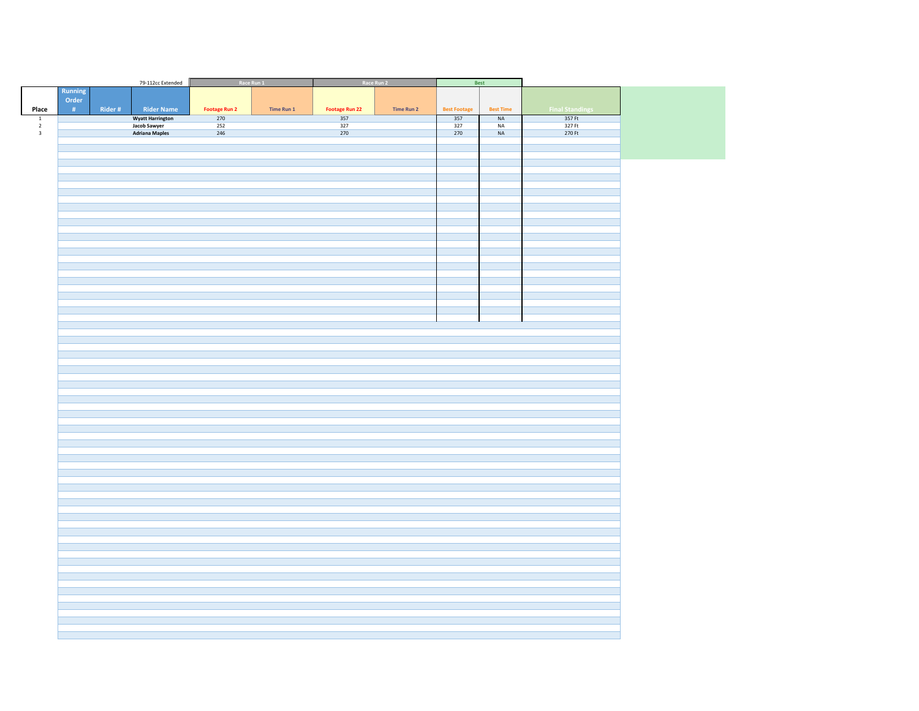| Place | Running Order # | Rider # | Rider Name | Footage Run 2 | Time Run 1 | Footage Run 22 | Time Run 2 | Best Footage | Best Time | Final Standings |
|---|---|---|---|---|---|---|---|---|---|---|
| | | | 79-112cc Extended | Race Run 1 | | Race Run 2 | | Best | | |
| 1 | | | **Wyatt Harrington** | 270 | | 357 | | 357 | NA | 357 Ft |
| 2 | | | **Jacob Sawyer** | 252 | | 327 | | 327 | NA | 327 Ft |
| 3 | | | **Adriana Maples** | 246 | | 270 | | 270 | NA | 270 Ft |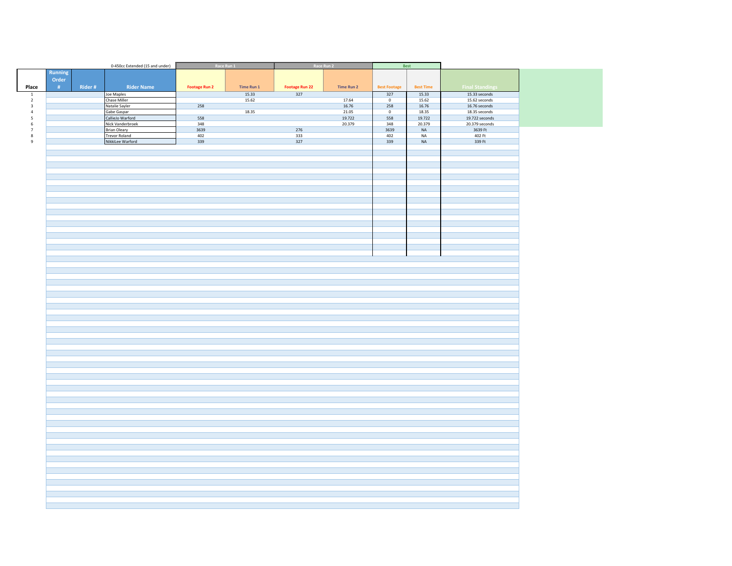| | | | 0-450cc Extended (15 and under) | Race Run 1 | | Race Run 2 | | Best | | |
|---|---|---|---|---|---|---|---|---|---|---|
| Place | Running Order # | Rider # | Rider Name | Footage Run 2 | Time Run 1 | Footage Run 22 | Time Run 2 | Best Footage | Best Time | Final Standings |
| 1 | | | Joe Maples | | 15.33 | 327 | | 327 | 15.33 | 15.33 seconds |
| 2 | | | Chase Miller | | 15.62 | | 17.64 | 0 | 15.62 | 15.62 seconds |
| 3 | | | Natalie Sayler | 258 | | | 16.76 | 258 | 16.76 | 16.76 seconds |
| 4 | | | Gabe Gaspar | | 18.35 | | 21.05 | 0 | 18.35 | 18.35 seconds |
| 5 | | | CallieJo Warford | 558 | | | 19.722 | 558 | 19.722 | 19.722 seconds |
| 6 | | | Nick Vanderbroek | 348 | | | 20.379 | 348 | 20.379 | 20.379 seconds |
| 7 | | | Brian Oleary | 3639 | | 276 | | 3639 | NA | 3639 Ft |
| 8 | | | Trevor Roland | 402 | | 333 | | 402 | NA | 402 Ft |
| 9 | | | NikkiLee Warford | 339 | | 327 | | 339 | NA | 339 Ft |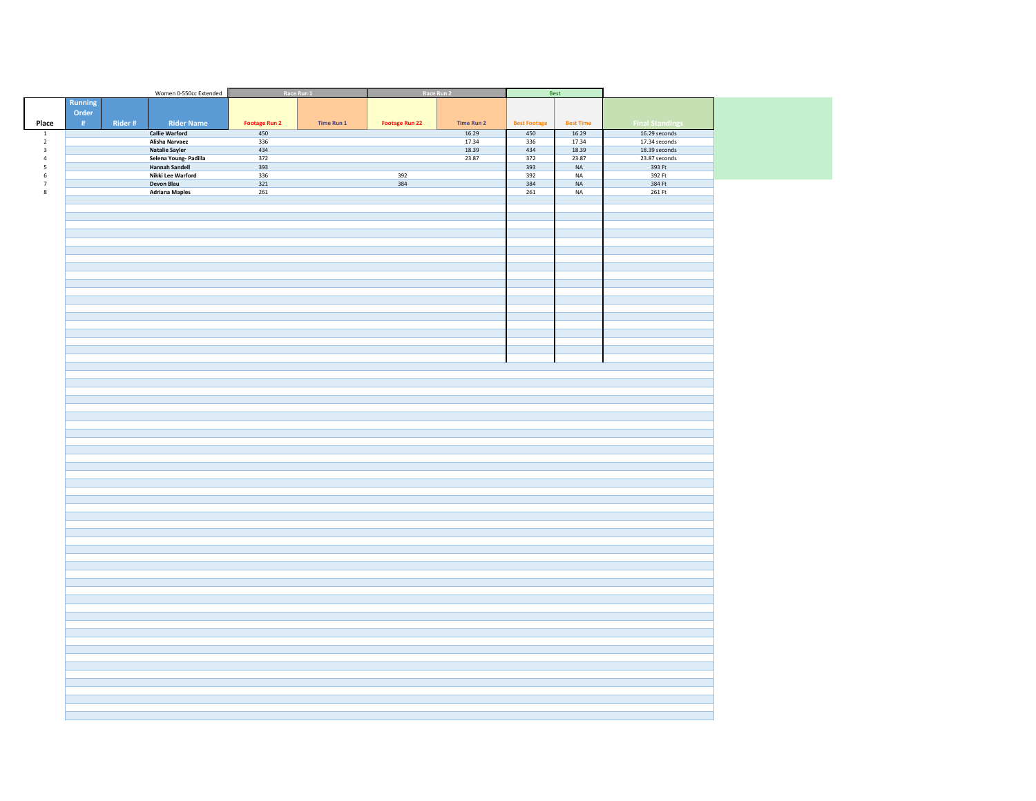| Place | Running Order # | Rider # | Rider Name | Footage Run 2 | Time Run 1 | Footage Run 22 | Time Run 2 | Best Footage | Best Time | Final Standings |
|---|---|---|---|---|---|---|---|---|---|---|
| | | | Women 0-550cc Extended | Race Run 1 | | Race Run 2 | | Best | | |
| 1 | | | **Callie Warford** | 450 | | | 16.29 | 450 | 16.29 | 16.29 seconds |
| 2 | | | **Alisha Narvaez** | 336 | | | 17.34 | 336 | 17.34 | 17.34 seconds |
| 3 | | | **Natalie Sayler** | 434 | | | 18.39 | 434 | 18.39 | 18.39 seconds |
| 4 | | | **Selena Young- Padilla** | 372 | | | 23.87 | 372 | 23.87 | 23.87 seconds |
| 5 | | | **Hannah Sandell** | 393 | | | | 393 | NA | 393 Ft |
| 6 | | | **Nikki Lee Warford** | 336 | | 392 | | 392 | NA | 392 Ft |
| 7 | | | **Devon Blau** | 321 | | 384 | | 384 | NA | 384 Ft |
| 8 | | | **Adriana Maples** | 261 | | | | 261 | NA | 261 Ft |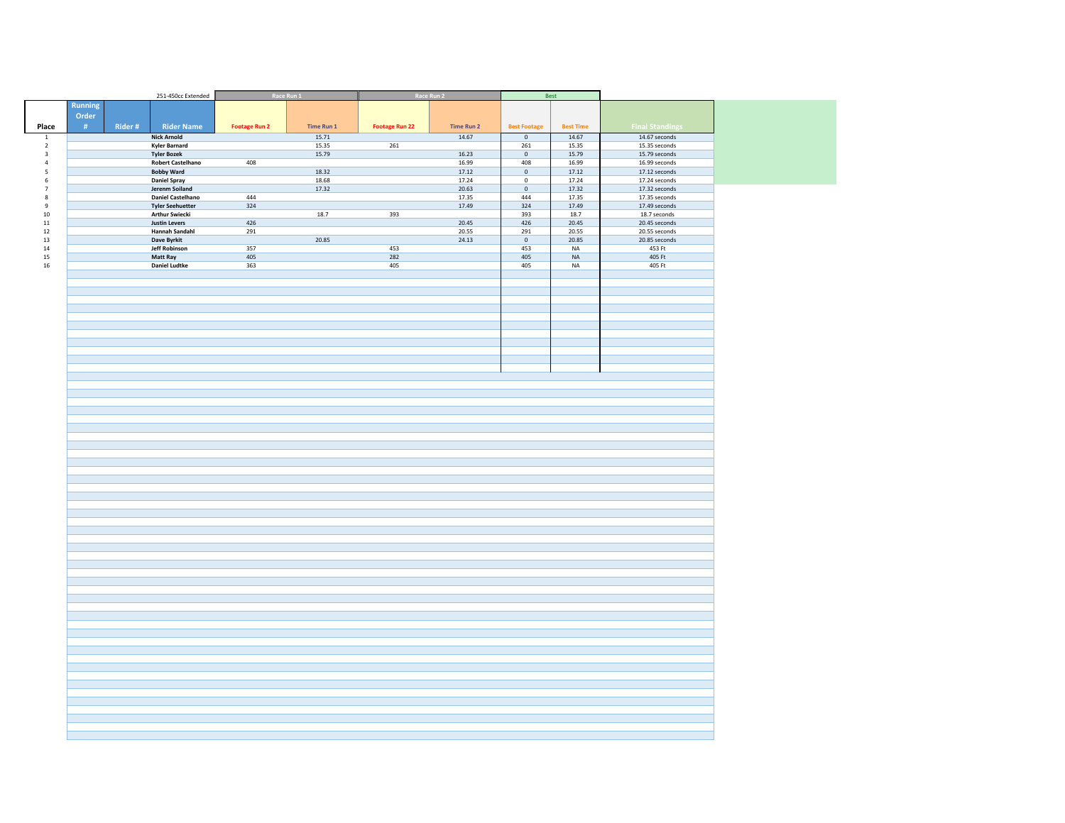| Place | Running Order # | Rider # | Rider Name | Footage Run 2 | Time Run 1 | Footage Run 22 | Time Run 2 | Best Footage | Best Time | Final Standings |
|---|---|---|---|---|---|---|---|---|---|---|
| | | | 251-450cc Extended | Race Run 1 | | Race Run 2 | | Best | | |
| 1 | | | Nick Arnold | | 15.71 | | 14.67 | 0 | 14.67 | 14.67 seconds |
| 2 | | | Kyler Barnard | | 15.35 | 261 | | 261 | 15.35 | 15.35 seconds |
| 3 | | | Tyler Bozek | | 15.79 | | 16.23 | 0 | 15.79 | 15.79 seconds |
| 4 | | | Robert Castelhano | 408 | | | 16.99 | 408 | 16.99 | 16.99 seconds |
| 5 | | | Bobby Ward | | 18.32 | | 17.12 | 0 | 17.12 | 17.12 seconds |
| 6 | | | Daniel Spray | | 18.68 | | 17.24 | 0 | 17.24 | 17.24 seconds |
| 7 | | | Jerenm Soiland | | 17.32 | | 20.63 | 0 | 17.32 | 17.32 seconds |
| 8 | | | Daniel Castelhano | 444 | | | 17.35 | 444 | 17.35 | 17.35 seconds |
| 9 | | | Tyler Seehuetter | 324 | | | 17.49 | 324 | 17.49 | 17.49 seconds |
| 10 | | | Arthur Swiecki | | 18.7 | 393 | | 393 | 18.7 | 18.7 seconds |
| 11 | | | Justin Levers | 426 | | | 20.45 | 426 | 20.45 | 20.45 seconds |
| 12 | | | Hannah Sandahl | 291 | | | 20.55 | 291 | 20.55 | 20.55 seconds |
| 13 | | | Dave Byrkit | | 20.85 | | 24.13 | 0 | 20.85 | 20.85 seconds |
| 14 | | | Jeff Robinson | 357 | | 453 | | 453 | NA | 453 Ft |
| 15 | | | Matt Ray | 405 | | 282 | | 405 | NA | 405 Ft |
| 16 | | | Daniel Ludtke | 363 | | 405 | | 405 | NA | 405 Ft |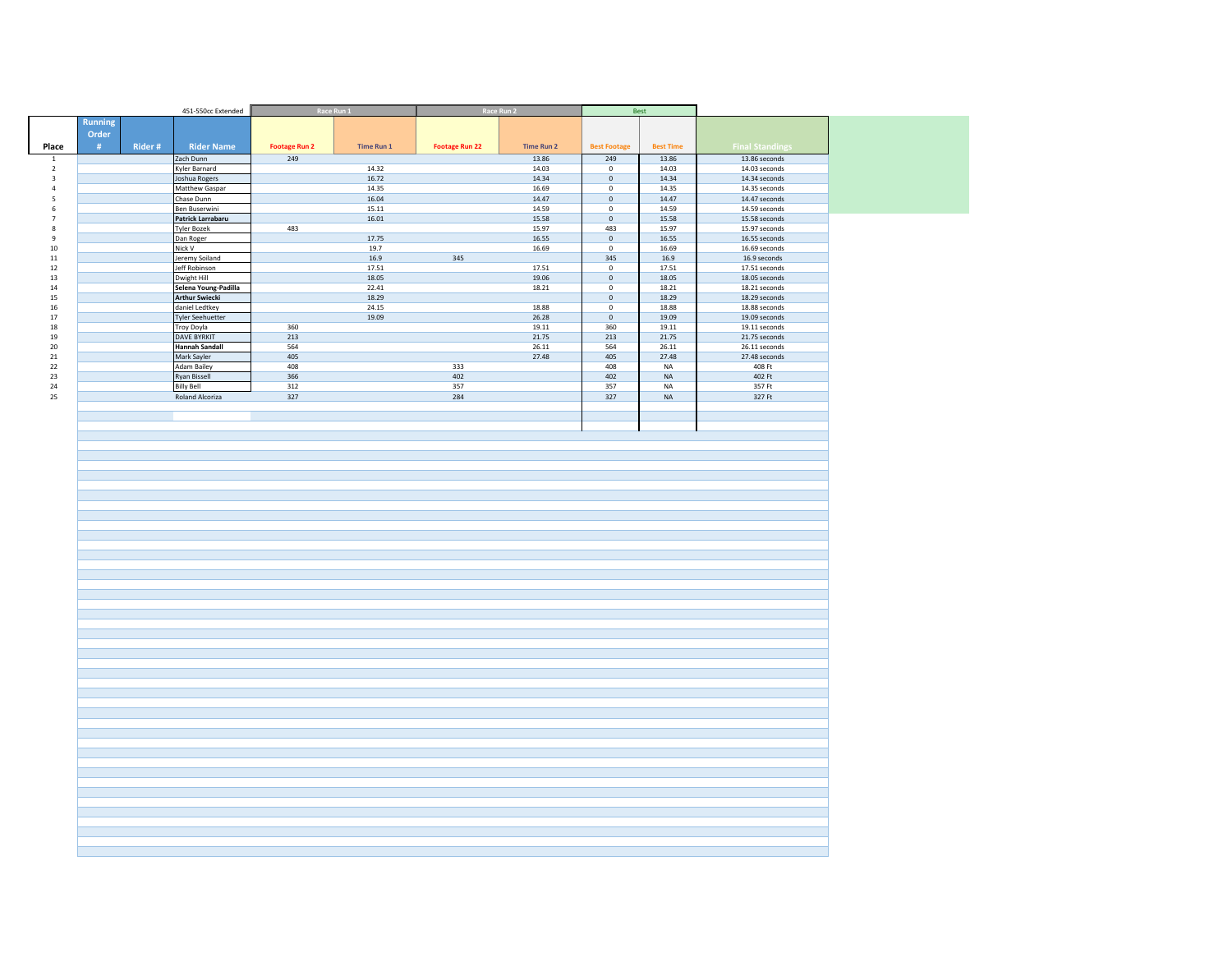| Place | Running Order # | Rider # | 451-550cc Extended<br>Rider Name | Race Run 1<br>Footage Run 2 | Time Run 1 | Race Run 2<br>Footage Run 22 | Time Run 2 | Best<br>Best Footage | Best Time | Final Standings |
|---|---|---|---|---|---|---|---|---|---|---|
| 1 | | | Zach Dunn | 249 | | | 13.86 | 249 | 13.86 | 13.86 seconds |
| 2 | | | Kyler Barnard | | 14.32 | | 14.03 | 0 | 14.03 | 14.03 seconds |
| 3 | | | Joshua Rogers | | 16.72 | | 14.34 | 0 | 14.34 | 14.34 seconds |
| 4 | | | Matthew Gaspar | | 14.35 | | 16.69 | 0 | 14.35 | 14.35 seconds |
| 5 | | | Chase Dunn | | 16.04 | | 14.47 | 0 | 14.47 | 14.47 seconds |
| 6 | | | Ben Buserwini | | 15.11 | | 14.59 | 0 | 14.59 | 14.59 seconds |
| 7 | | | **Patrick Larrabaru** | | 16.01 | | 15.58 | 0 | 15.58 | 15.58 seconds |
| 8 | | | Tyler Bozek | 483 | | | 15.97 | 483 | 15.97 | 15.97 seconds |
| 9 | | | Dan Roger | | 17.75 | | 16.55 | 0 | 16.55 | 16.55 seconds |
| 10 | | | Nick V | | 19.7 | | 16.69 | 0 | 16.69 | 16.69 seconds |
| 11 | | | Jeremy Soiland | | 16.9 | 345 | | 345 | 16.9 | 16.9 seconds |
| 12 | | | Jeff Robinson | | 17.51 | | 17.51 | 0 | 17.51 | 17.51 seconds |
| 13 | | | Dwight Hill | | 18.05 | | 19.06 | 0 | 18.05 | 18.05 seconds |
| 14 | | | **Selena Young-Padilla** | | 22.41 | | 18.21 | 0 | 18.21 | 18.21 seconds |
| 15 | | | **Arthur Swiecki** | | 18.29 | | | 0 | 18.29 | 18.29 seconds |
| 16 | | | daniel Ledtkey | | 24.15 | | 18.88 | 0 | 18.88 | 18.88 seconds |
| 17 | | | Tyler Seehuetter | | 19.09 | | 26.28 | 0 | 19.09 | 19.09 seconds |
| 18 | | | Troy Doyla | 360 | | | 19.11 | 360 | 19.11 | 19.11 seconds |
| 19 | | | DAVE BYRKIT | 213 | | | 21.75 | 213 | 21.75 | 21.75 seconds |
| 20 | | | **Hannah Sandall** | 564 | | | 26.11 | 564 | 26.11 | 26.11 seconds |
| 21 | | | Mark Sayler | 405 | | | 27.48 | 405 | 27.48 | 27.48 seconds |
| 22 | | | Adam Bailey | 408 | | 333 | | 408 | NA | 408 Ft |
| 23 | | | Ryan Bissell | 366 | | 402 | | 402 | NA | 402 Ft |
| 24 | | | Billy Bell | 312 | | 357 | | 357 | NA | 357 Ft |
| 25 | | | Roland Alcoriza | 327 | | 284 | | 327 | NA | 327 Ft |